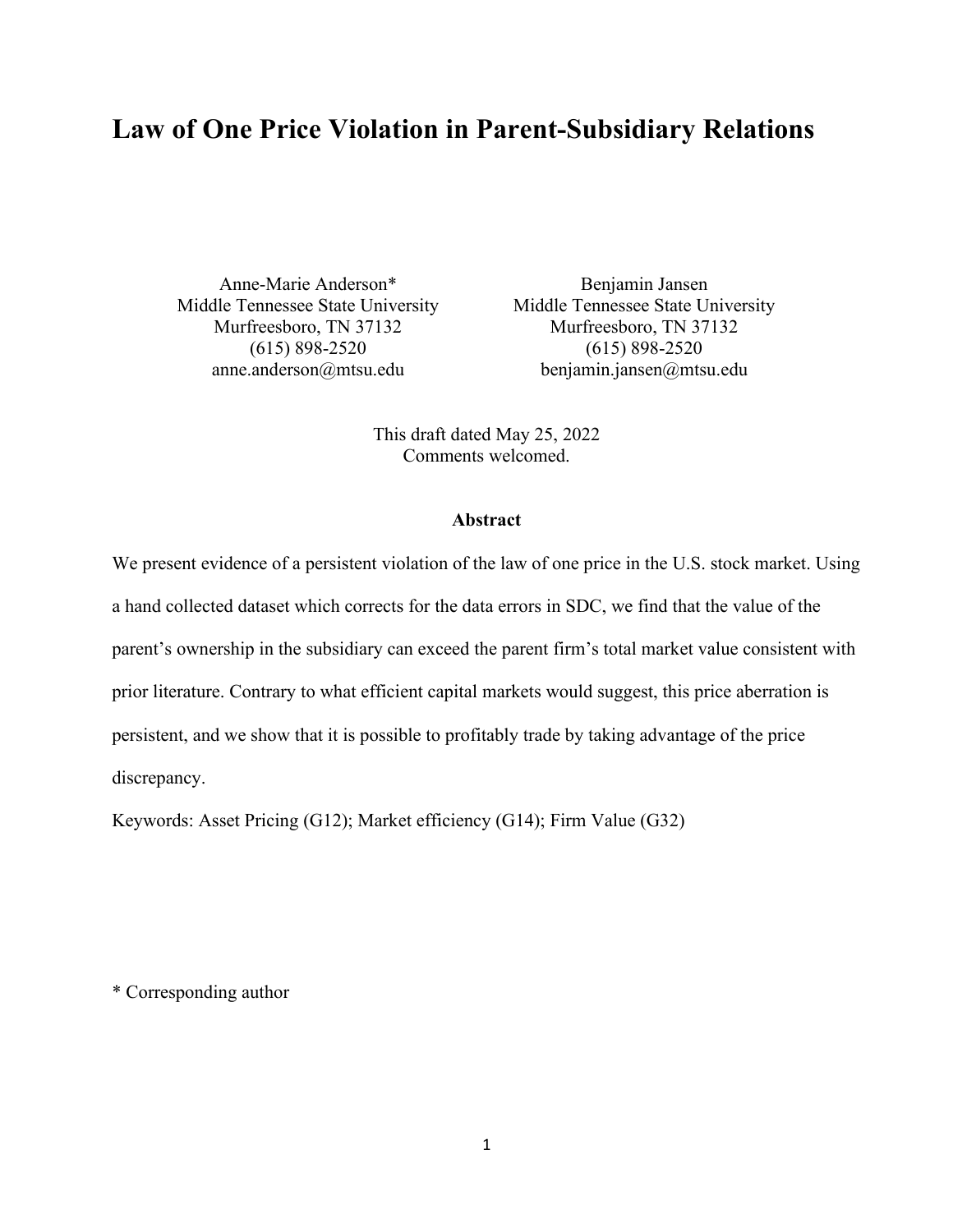# Law of One Price Violation in Parent-Subsidiary Relations

Anne-Marie Anderson*
Middle Tennessee State University
Murfreesboro, TN 37132
(615) 898-2520
anne.anderson@mtsu.edu

Benjamin Jansen
Middle Tennessee State University
Murfreesboro, TN 37132
(615) 898-2520
benjamin.jansen@mtsu.edu

This draft dated May 25, 2022
Comments welcomed.

**Abstract**

We present evidence of a persistent violation of the law of one price in the U.S. stock market. Using a hand collected dataset which corrects for the data errors in SDC, we find that the value of the parent's ownership in the subsidiary can exceed the parent firm's total market value consistent with prior literature. Contrary to what efficient capital markets would suggest, this price aberration is persistent, and we show that it is possible to profitably trade by taking advantage of the price discrepancy.

Keywords: Asset Pricing (G12); Market efficiency (G14); Firm Value (G32)

* Corresponding author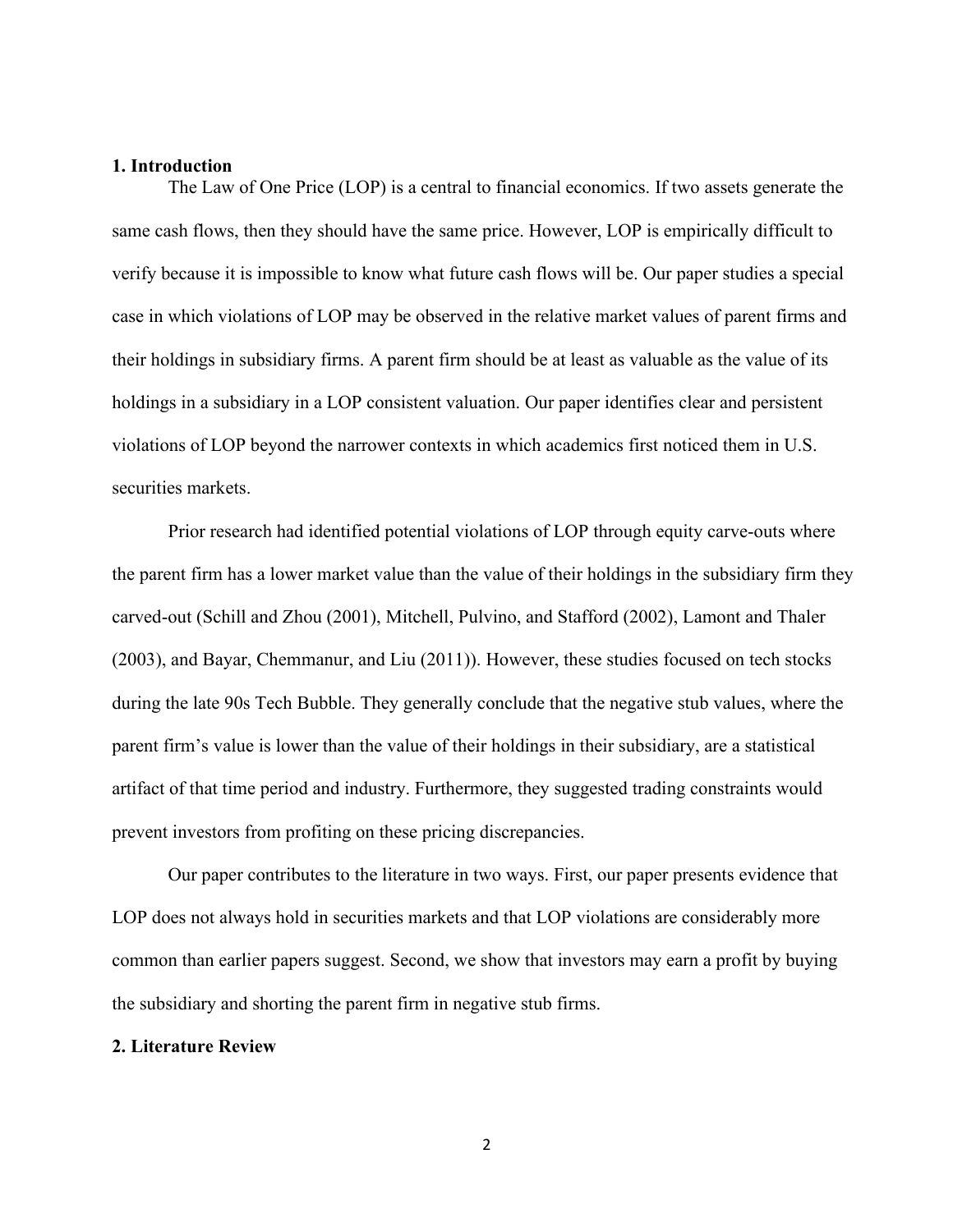## 1. Introduction

The Law of One Price (LOP) is a central to financial economics. If two assets generate the same cash flows, then they should have the same price. However, LOP is empirically difficult to verify because it is impossible to know what future cash flows will be. Our paper studies a special case in which violations of LOP may be observed in the relative market values of parent firms and their holdings in subsidiary firms. A parent firm should be at least as valuable as the value of its holdings in a subsidiary in a LOP consistent valuation. Our paper identifies clear and persistent violations of LOP beyond the narrower contexts in which academics first noticed them in U.S. securities markets.

Prior research had identified potential violations of LOP through equity carve-outs where the parent firm has a lower market value than the value of their holdings in the subsidiary firm they carved-out (Schill and Zhou (2001), Mitchell, Pulvino, and Stafford (2002), Lamont and Thaler (2003), and Bayar, Chemmanur, and Liu (2011)). However, these studies focused on tech stocks during the late 90s Tech Bubble. They generally conclude that the negative stub values, where the parent firm's value is lower than the value of their holdings in their subsidiary, are a statistical artifact of that time period and industry. Furthermore, they suggested trading constraints would prevent investors from profiting on these pricing discrepancies.

Our paper contributes to the literature in two ways. First, our paper presents evidence that LOP does not always hold in securities markets and that LOP violations are considerably more common than earlier papers suggest. Second, we show that investors may earn a profit by buying the subsidiary and shorting the parent firm in negative stub firms.

## 2. Literature Review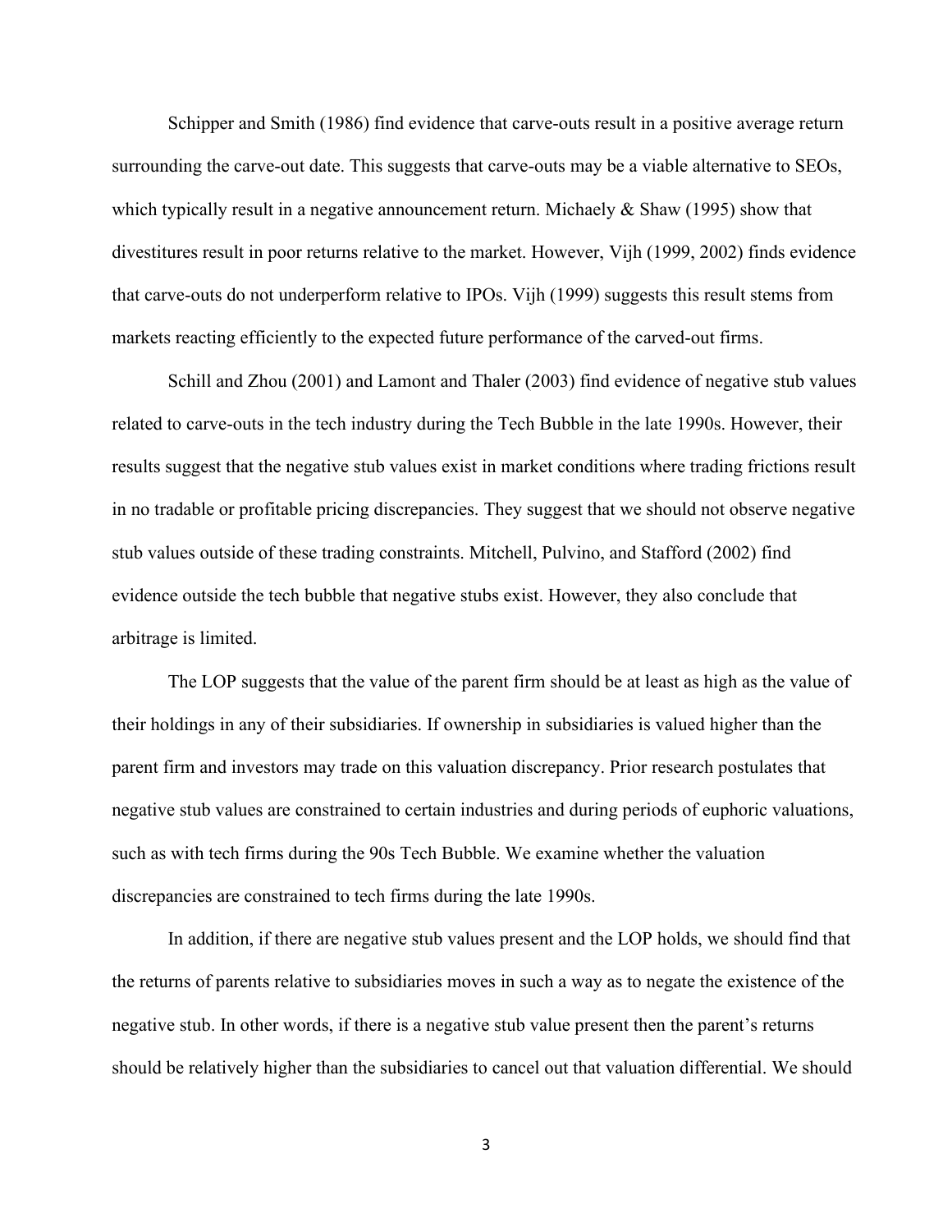Schipper and Smith (1986) find evidence that carve-outs result in a positive average return surrounding the carve-out date. This suggests that carve-outs may be a viable alternative to SEOs, which typically result in a negative announcement return. Michaely & Shaw (1995) show that divestitures result in poor returns relative to the market. However, Vijh (1999, 2002) finds evidence that carve-outs do not underperform relative to IPOs. Vijh (1999) suggests this result stems from markets reacting efficiently to the expected future performance of the carved-out firms.

Schill and Zhou (2001) and Lamont and Thaler (2003) find evidence of negative stub values related to carve-outs in the tech industry during the Tech Bubble in the late 1990s. However, their results suggest that the negative stub values exist in market conditions where trading frictions result in no tradable or profitable pricing discrepancies. They suggest that we should not observe negative stub values outside of these trading constraints. Mitchell, Pulvino, and Stafford (2002) find evidence outside the tech bubble that negative stubs exist. However, they also conclude that arbitrage is limited.

The LOP suggests that the value of the parent firm should be at least as high as the value of their holdings in any of their subsidiaries. If ownership in subsidiaries is valued higher than the parent firm and investors may trade on this valuation discrepancy. Prior research postulates that negative stub values are constrained to certain industries and during periods of euphoric valuations, such as with tech firms during the 90s Tech Bubble. We examine whether the valuation discrepancies are constrained to tech firms during the late 1990s.

In addition, if there are negative stub values present and the LOP holds, we should find that the returns of parents relative to subsidiaries moves in such a way as to negate the existence of the negative stub. In other words, if there is a negative stub value present then the parent's returns should be relatively higher than the subsidiaries to cancel out that valuation differential. We should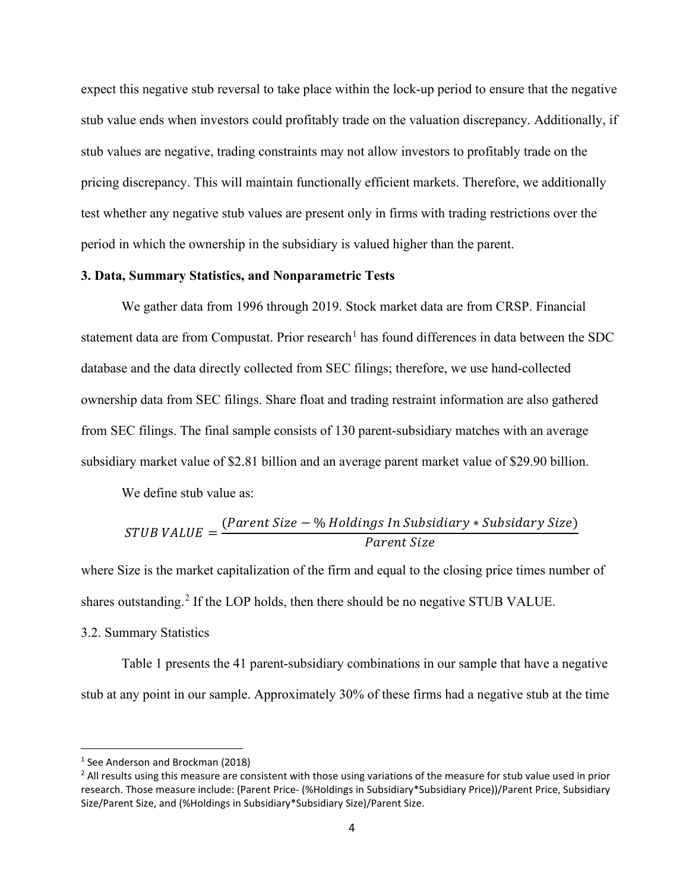expect this negative stub reversal to take place within the lock-up period to ensure that the negative stub value ends when investors could profitably trade on the valuation discrepancy. Additionally, if stub values are negative, trading constraints may not allow investors to profitably trade on the pricing discrepancy. This will maintain functionally efficient markets. Therefore, we additionally test whether any negative stub values are present only in firms with trading restrictions over the period in which the ownership in the subsidiary is valued higher than the parent.

### 3. Data, Summary Statistics, and Nonparametric Tests

We gather data from 1996 through 2019. Stock market data are from CRSP. Financial statement data are from Compustat. Prior research[1] has found differences in data between the SDC database and the data directly collected from SEC filings; therefore, we use hand-collected ownership data from SEC filings. Share float and trading restraint information are also gathered from SEC filings. The final sample consists of 130 parent-subsidiary matches with an average subsidiary market value of $2.81 billion and an average parent market value of $29.90 billion.

We define stub value as:

$$STUB\ VALUE = \frac{(Parent\ Size - \%\ Holdings\ In\ Subsidiary * Subsidary\ Size)}{Parent\ Size}$$

where Size is the market capitalization of the firm and equal to the closing price times number of shares outstanding.[2] If the LOP holds, then there should be no negative STUB VALUE.

3.2. Summary Statistics

Table 1 presents the 41 parent-subsidiary combinations in our sample that have a negative stub at any point in our sample. Approximately 30% of these firms had a negative stub at the time

[1] See Anderson and Brockman (2018)

[2] All results using this measure are consistent with those using variations of the measure for stub value used in prior research. Those measure include: (Parent Price- (%Holdings in Subsidiary*Subsidiary Price))/Parent Price, Subsidiary Size/Parent Size, and (%Holdings in Subsidiary*Subsidiary Size)/Parent Size.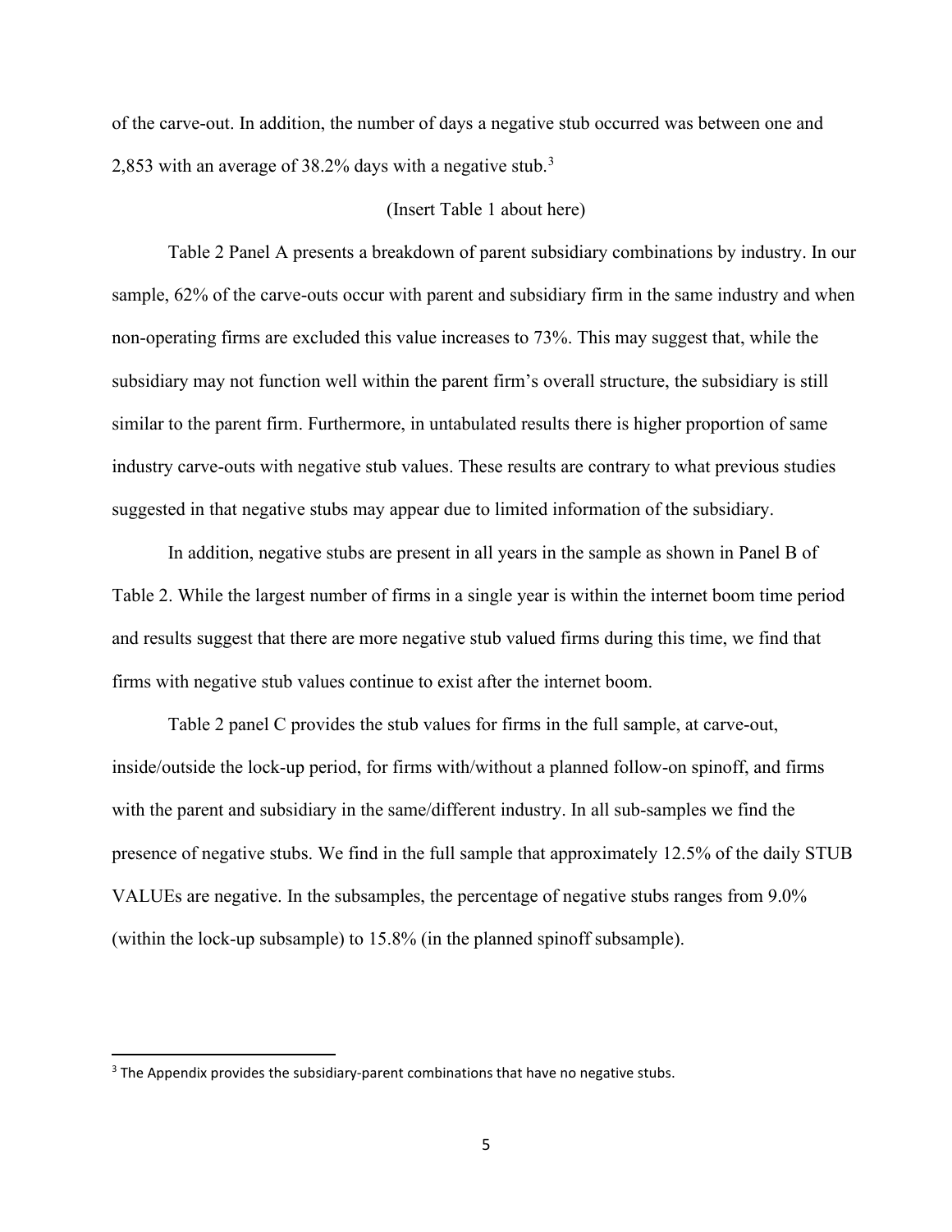of the carve-out. In addition, the number of days a negative stub occurred was between one and 2,853 with an average of 38.2% days with a negative stub.[3]

(Insert Table 1 about here)

Table 2 Panel A presents a breakdown of parent subsidiary combinations by industry. In our sample, 62% of the carve-outs occur with parent and subsidiary firm in the same industry and when non-operating firms are excluded this value increases to 73%. This may suggest that, while the subsidiary may not function well within the parent firm's overall structure, the subsidiary is still similar to the parent firm. Furthermore, in untabulated results there is higher proportion of same industry carve-outs with negative stub values. These results are contrary to what previous studies suggested in that negative stubs may appear due to limited information of the subsidiary.

In addition, negative stubs are present in all years in the sample as shown in Panel B of Table 2. While the largest number of firms in a single year is within the internet boom time period and results suggest that there are more negative stub valued firms during this time, we find that firms with negative stub values continue to exist after the internet boom.

Table 2 panel C provides the stub values for firms in the full sample, at carve-out, inside/outside the lock-up period, for firms with/without a planned follow-on spinoff, and firms with the parent and subsidiary in the same/different industry. In all sub-samples we find the presence of negative stubs. We find in the full sample that approximately 12.5% of the daily STUB VALUEs are negative. In the subsamples, the percentage of negative stubs ranges from 9.0% (within the lock-up subsample) to 15.8% (in the planned spinoff subsample).

[3] The Appendix provides the subsidiary-parent combinations that have no negative stubs.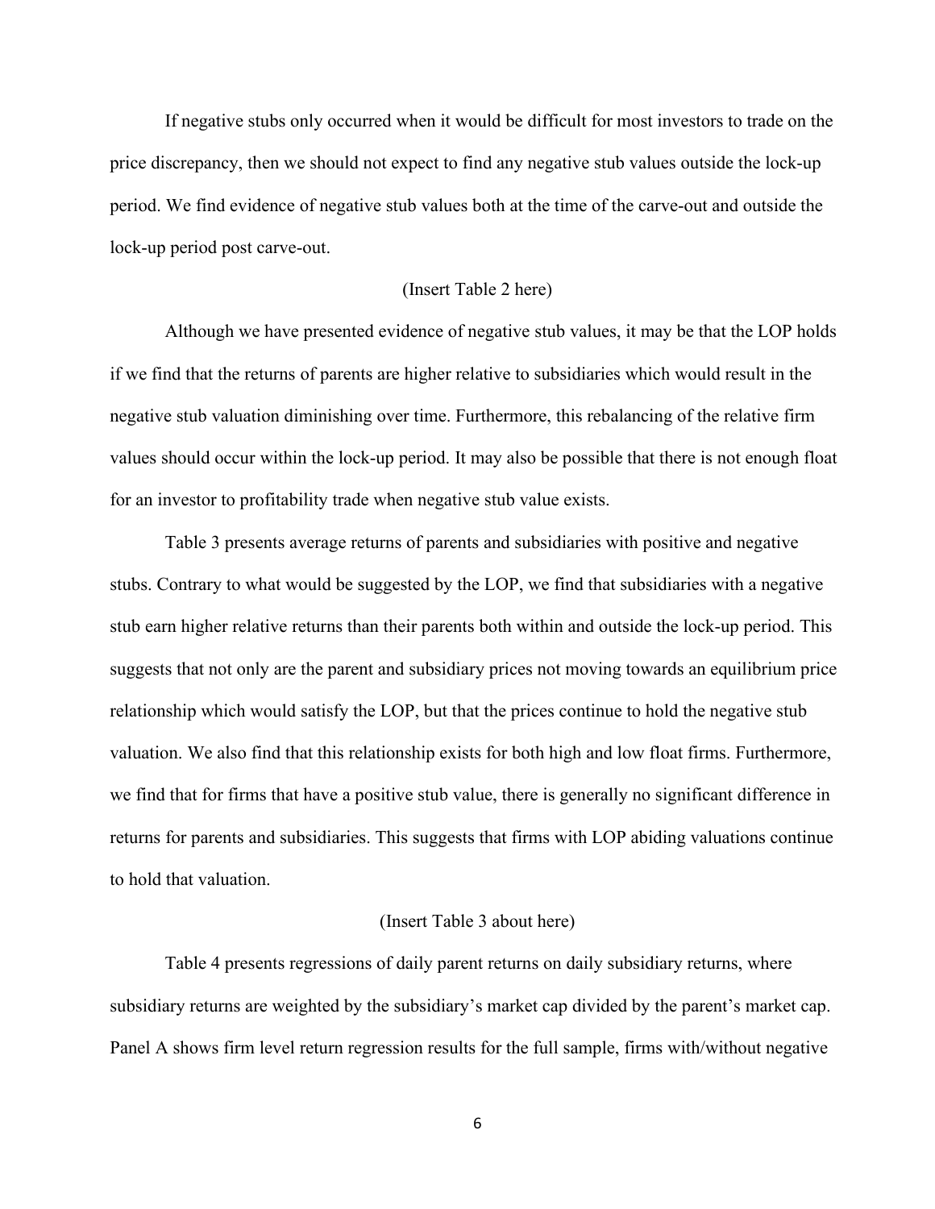If negative stubs only occurred when it would be difficult for most investors to trade on the price discrepancy, then we should not expect to find any negative stub values outside the lock-up period. We find evidence of negative stub values both at the time of the carve-out and outside the lock-up period post carve-out.

(Insert Table 2 here)

Although we have presented evidence of negative stub values, it may be that the LOP holds if we find that the returns of parents are higher relative to subsidiaries which would result in the negative stub valuation diminishing over time. Furthermore, this rebalancing of the relative firm values should occur within the lock-up period. It may also be possible that there is not enough float for an investor to profitability trade when negative stub value exists.

Table 3 presents average returns of parents and subsidiaries with positive and negative stubs. Contrary to what would be suggested by the LOP, we find that subsidiaries with a negative stub earn higher relative returns than their parents both within and outside the lock-up period. This suggests that not only are the parent and subsidiary prices not moving towards an equilibrium price relationship which would satisfy the LOP, but that the prices continue to hold the negative stub valuation. We also find that this relationship exists for both high and low float firms. Furthermore, we find that for firms that have a positive stub value, there is generally no significant difference in returns for parents and subsidiaries. This suggests that firms with LOP abiding valuations continue to hold that valuation.

(Insert Table 3 about here)

Table 4 presents regressions of daily parent returns on daily subsidiary returns, where subsidiary returns are weighted by the subsidiary's market cap divided by the parent's market cap. Panel A shows firm level return regression results for the full sample, firms with/without negative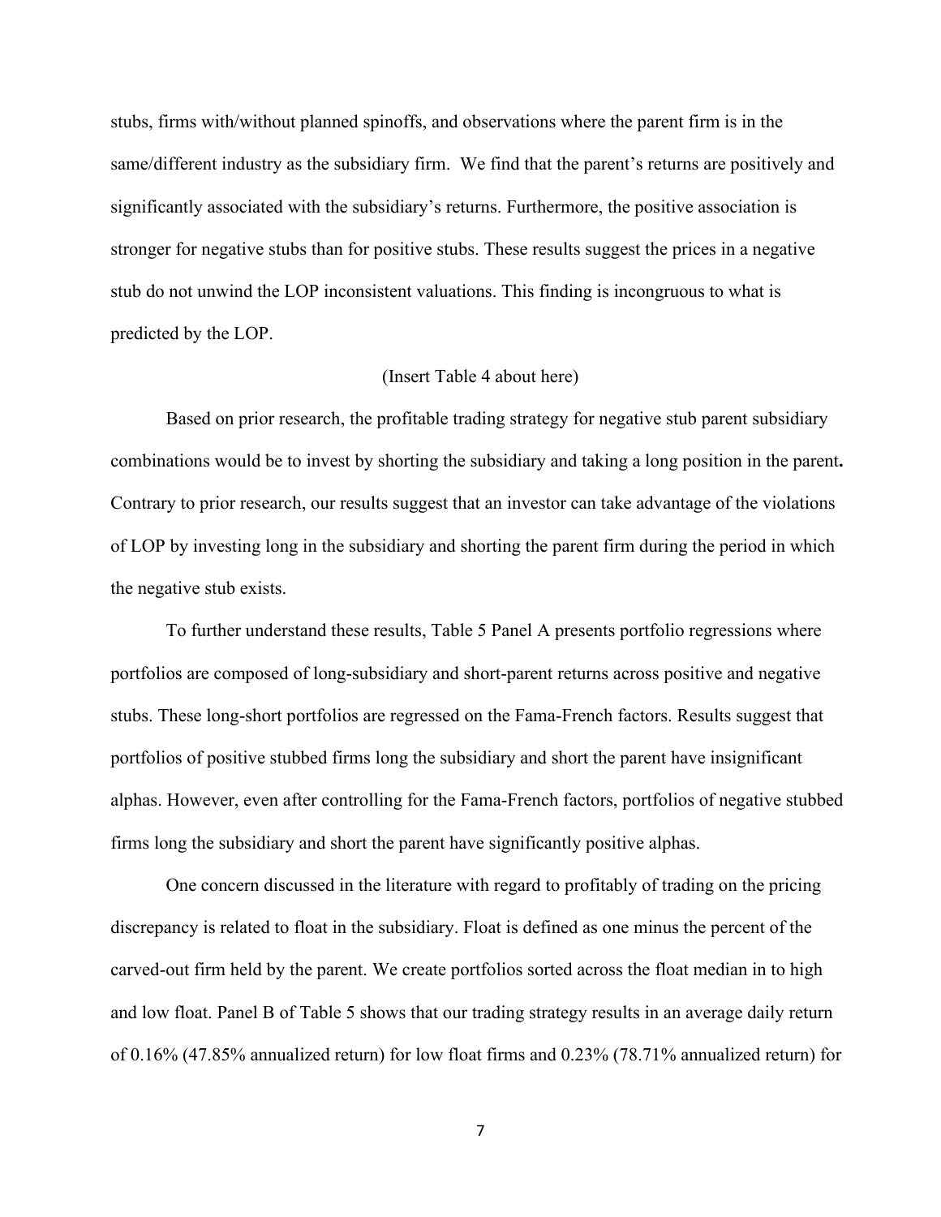stubs, firms with/without planned spinoffs, and observations where the parent firm is in the same/different industry as the subsidiary firm. We find that the parent's returns are positively and significantly associated with the subsidiary's returns. Furthermore, the positive association is stronger for negative stubs than for positive stubs. These results suggest the prices in a negative stub do not unwind the LOP inconsistent valuations. This finding is incongruous to what is predicted by the LOP.

(Insert Table 4 about here)

Based on prior research, the profitable trading strategy for negative stub parent subsidiary combinations would be to invest by shorting the subsidiary and taking a long position in the parent**.** Contrary to prior research, our results suggest that an investor can take advantage of the violations of LOP by investing long in the subsidiary and shorting the parent firm during the period in which the negative stub exists.

To further understand these results, Table 5 Panel A presents portfolio regressions where portfolios are composed of long-subsidiary and short-parent returns across positive and negative stubs. These long-short portfolios are regressed on the Fama-French factors. Results suggest that portfolios of positive stubbed firms long the subsidiary and short the parent have insignificant alphas. However, even after controlling for the Fama-French factors, portfolios of negative stubbed firms long the subsidiary and short the parent have significantly positive alphas.

One concern discussed in the literature with regard to profitably of trading on the pricing discrepancy is related to float in the subsidiary. Float is defined as one minus the percent of the carved-out firm held by the parent. We create portfolios sorted across the float median in to high and low float. Panel B of Table 5 shows that our trading strategy results in an average daily return of 0.16% (47.85% annualized return) for low float firms and 0.23% (78.71% annualized return) for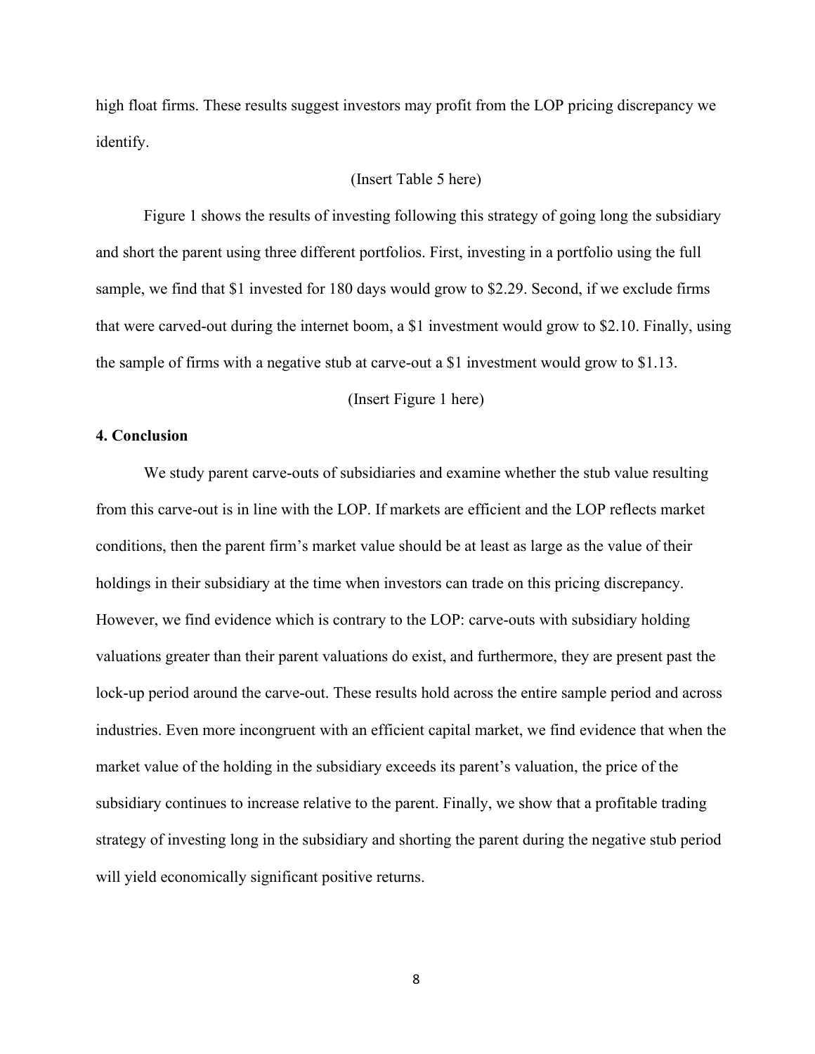high float firms. These results suggest investors may profit from the LOP pricing discrepancy we identify.

(Insert Table 5 here)

Figure 1 shows the results of investing following this strategy of going long the subsidiary and short the parent using three different portfolios. First, investing in a portfolio using the full sample, we find that \$1 invested for 180 days would grow to \$2.29. Second, if we exclude firms that were carved-out during the internet boom, a \$1 investment would grow to \$2.10. Finally, using the sample of firms with a negative stub at carve-out a \$1 investment would grow to \$1.13.

(Insert Figure 1 here)

**4. Conclusion**

We study parent carve-outs of subsidiaries and examine whether the stub value resulting from this carve-out is in line with the LOP. If markets are efficient and the LOP reflects market conditions, then the parent firm's market value should be at least as large as the value of their holdings in their subsidiary at the time when investors can trade on this pricing discrepancy. However, we find evidence which is contrary to the LOP: carve-outs with subsidiary holding valuations greater than their parent valuations do exist, and furthermore, they are present past the lock-up period around the carve-out. These results hold across the entire sample period and across industries. Even more incongruent with an efficient capital market, we find evidence that when the market value of the holding in the subsidiary exceeds its parent's valuation, the price of the subsidiary continues to increase relative to the parent. Finally, we show that a profitable trading strategy of investing long in the subsidiary and shorting the parent during the negative stub period will yield economically significant positive returns.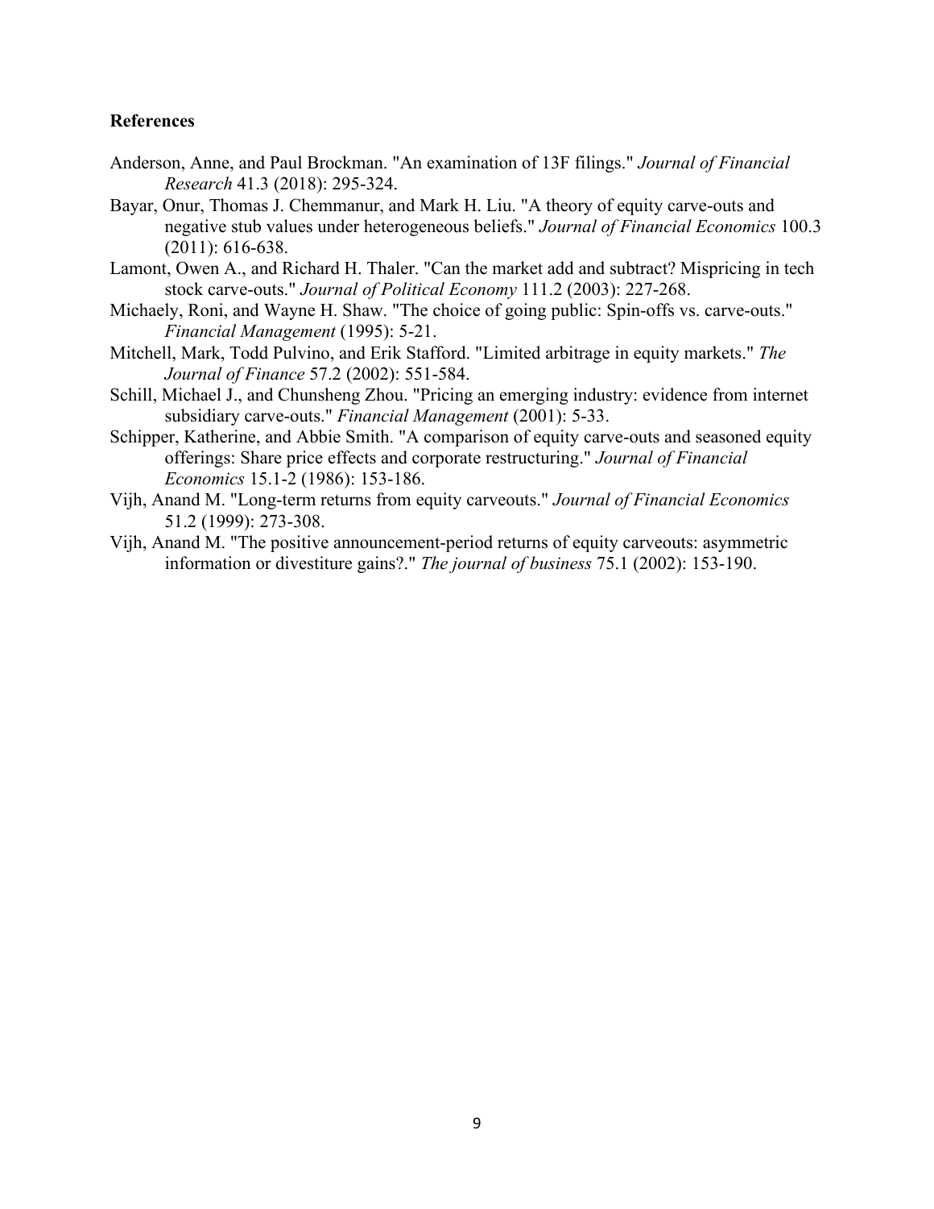**References**

Anderson, Anne, and Paul Brockman. "An examination of 13F filings." *Journal of Financial Research* 41.3 (2018): 295-324.

Bayar, Onur, Thomas J. Chemmanur, and Mark H. Liu. "A theory of equity carve-outs and negative stub values under heterogeneous beliefs." *Journal of Financial Economics* 100.3 (2011): 616-638.

Lamont, Owen A., and Richard H. Thaler. "Can the market add and subtract? Mispricing in tech stock carve-outs." *Journal of Political Economy* 111.2 (2003): 227-268.

Michaely, Roni, and Wayne H. Shaw. "The choice of going public: Spin-offs vs. carve-outs." *Financial Management* (1995): 5-21.

Mitchell, Mark, Todd Pulvino, and Erik Stafford. "Limited arbitrage in equity markets." *The Journal of Finance* 57.2 (2002): 551-584.

Schill, Michael J., and Chunsheng Zhou. "Pricing an emerging industry: evidence from internet subsidiary carve-outs." *Financial Management* (2001): 5-33.

Schipper, Katherine, and Abbie Smith. "A comparison of equity carve-outs and seasoned equity offerings: Share price effects and corporate restructuring." *Journal of Financial Economics* 15.1-2 (1986): 153-186.

Vijh, Anand M. "Long-term returns from equity carveouts." *Journal of Financial Economics* 51.2 (1999): 273-308.

Vijh, Anand M. "The positive announcement-period returns of equity carveouts: asymmetric information or divestiture gains?." *The journal of business* 75.1 (2002): 153-190.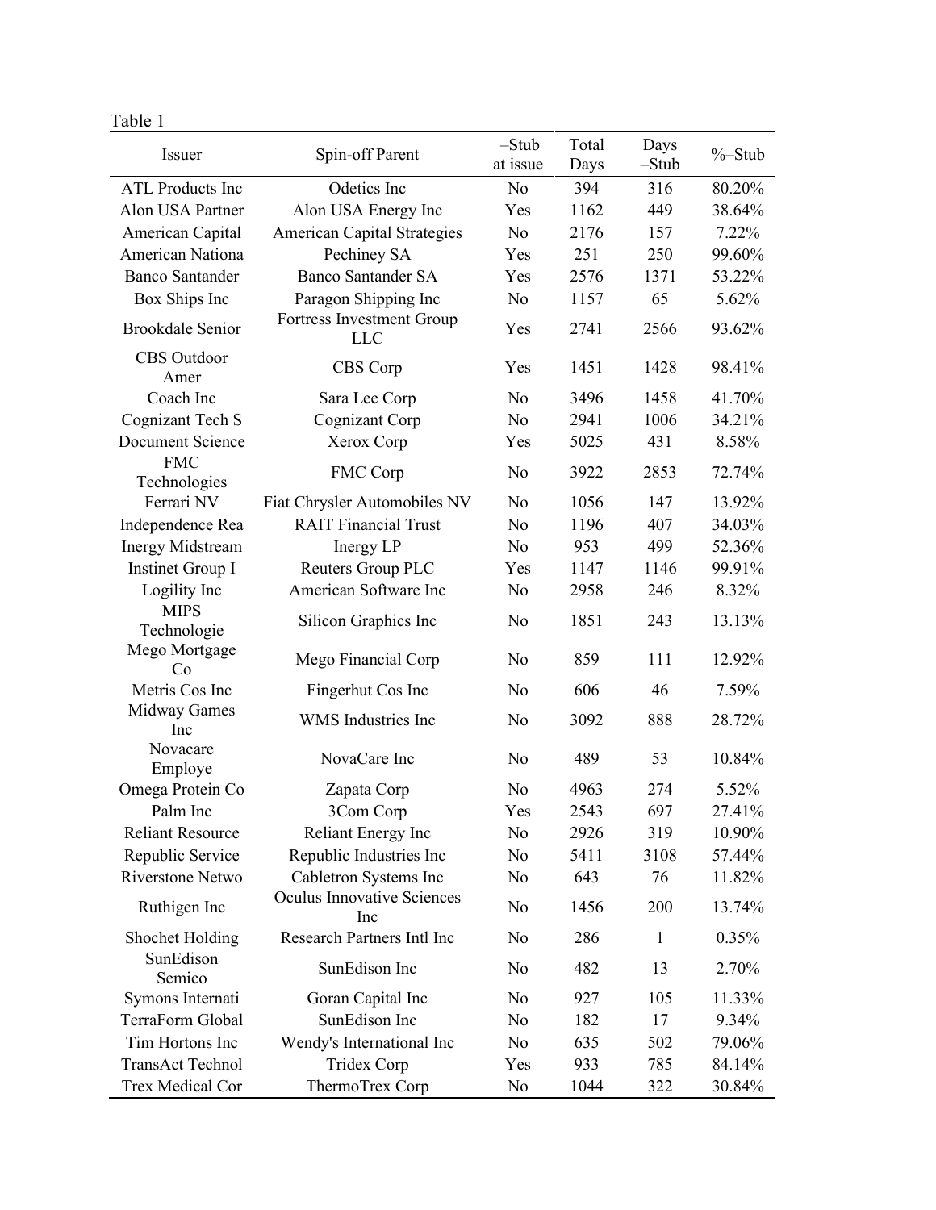Table 1

| Issuer | Spin-off Parent | –Stub at issue | Total Days | Days –Stub | %–Stub |
|---|---|---|---|---|---|
| ATL Products Inc | Odetics Inc | No | 394 | 316 | 80.20% |
| Alon USA Partner | Alon USA Energy Inc | Yes | 1162 | 449 | 38.64% |
| American Capital | American Capital Strategies | No | 2176 | 157 | 7.22% |
| American Nationa | Pechiney SA | Yes | 251 | 250 | 99.60% |
| Banco Santander | Banco Santander SA | Yes | 2576 | 1371 | 53.22% |
| Box Ships Inc | Paragon Shipping Inc | No | 1157 | 65 | 5.62% |
| Brookdale Senior | Fortress Investment Group LLC | Yes | 2741 | 2566 | 93.62% |
| CBS Outdoor Amer | CBS Corp | Yes | 1451 | 1428 | 98.41% |
| Coach Inc | Sara Lee Corp | No | 3496 | 1458 | 41.70% |
| Cognizant Tech S | Cognizant Corp | No | 2941 | 1006 | 34.21% |
| Document Science | Xerox Corp | Yes | 5025 | 431 | 8.58% |
| FMC Technologies | FMC Corp | No | 3922 | 2853 | 72.74% |
| Ferrari NV | Fiat Chrysler Automobiles NV | No | 1056 | 147 | 13.92% |
| Independence Rea | RAIT Financial Trust | No | 1196 | 407 | 34.03% |
| Inergy Midstream | Inergy LP | No | 953 | 499 | 52.36% |
| Instinet Group I | Reuters Group PLC | Yes | 1147 | 1146 | 99.91% |
| Logility Inc | American Software Inc | No | 2958 | 246 | 8.32% |
| MIPS Technologie | Silicon Graphics Inc | No | 1851 | 243 | 13.13% |
| Mego Mortgage Co | Mego Financial Corp | No | 859 | 111 | 12.92% |
| Metris Cos Inc | Fingerhut Cos Inc | No | 606 | 46 | 7.59% |
| Midway Games Inc | WMS Industries Inc | No | 3092 | 888 | 28.72% |
| Novacare Employe | NovaCare Inc | No | 489 | 53 | 10.84% |
| Omega Protein Co | Zapata Corp | No | 4963 | 274 | 5.52% |
| Palm Inc | 3Com Corp | Yes | 2543 | 697 | 27.41% |
| Reliant Resource | Reliant Energy Inc | No | 2926 | 319 | 10.90% |
| Republic Service | Republic Industries Inc | No | 5411 | 3108 | 57.44% |
| Riverstone Netwo | Cabletron Systems Inc | No | 643 | 76 | 11.82% |
| Ruthigen Inc | Oculus Innovative Sciences Inc | No | 1456 | 200 | 13.74% |
| Shochet Holding | Research Partners Intl Inc | No | 286 | 1 | 0.35% |
| SunEdison Semico | SunEdison Inc | No | 482 | 13 | 2.70% |
| Symons Internati | Goran Capital Inc | No | 927 | 105 | 11.33% |
| TerraForm Global | SunEdison Inc | No | 182 | 17 | 9.34% |
| Tim Hortons Inc | Wendy's International Inc | No | 635 | 502 | 79.06% |
| TransAct Technol | Tridex Corp | Yes | 933 | 785 | 84.14% |
| Trex Medical Cor | ThermoTrex Corp | No | 1044 | 322 | 30.84% |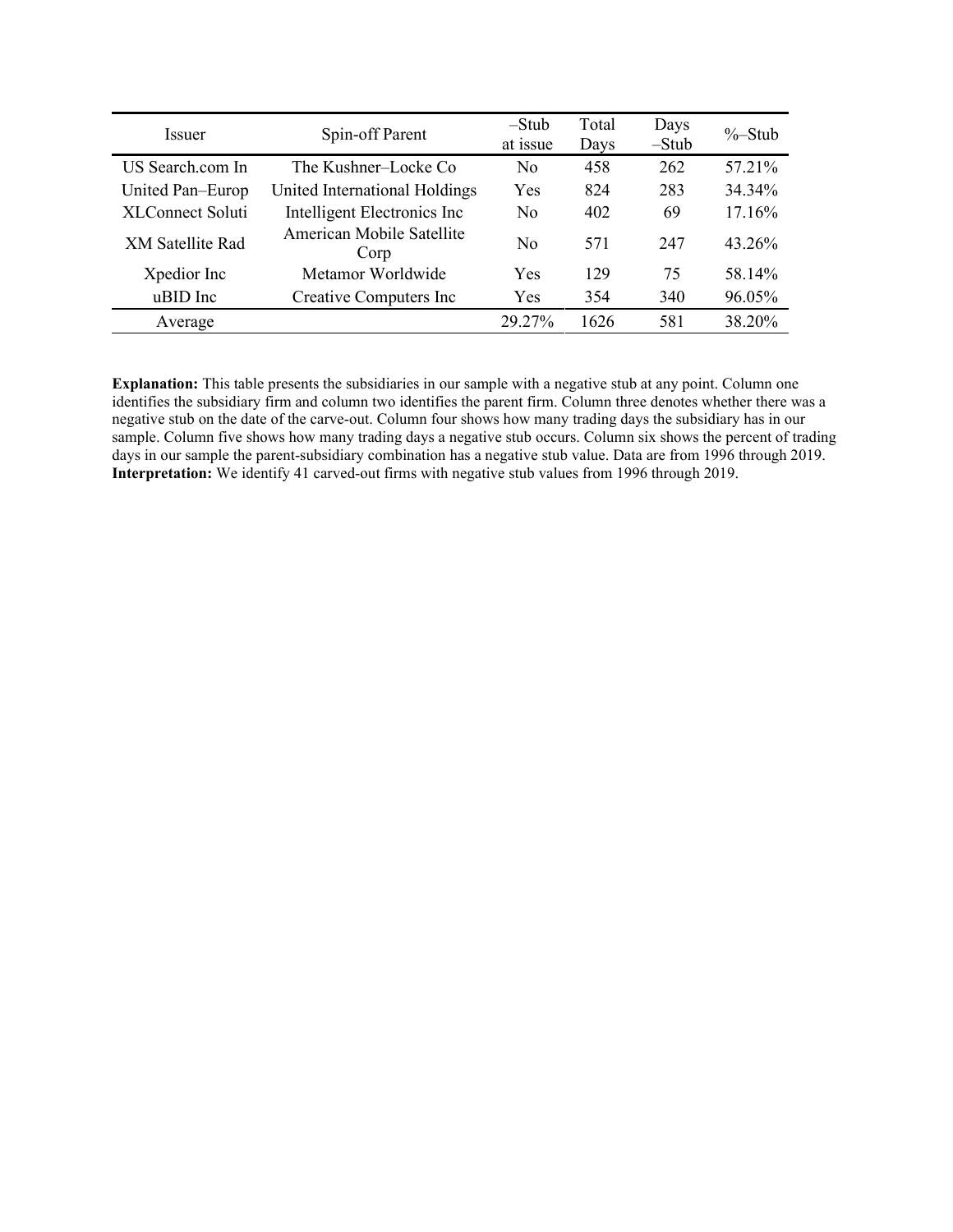| Issuer | Spin-off Parent | –Stub at issue | Total Days | Days –Stub | %–Stub |
|---|---|---|---|---|---|
| US Search.com In | The Kushner–Locke Co | No | 458 | 262 | 57.21% |
| United Pan–Europ | United International Holdings | Yes | 824 | 283 | 34.34% |
| XLConnect Soluti | Intelligent Electronics Inc | No | 402 | 69 | 17.16% |
| XM Satellite Rad | American Mobile Satellite Corp | No | 571 | 247 | 43.26% |
| Xpedior Inc | Metamor Worldwide | Yes | 129 | 75 | 58.14% |
| uBID Inc | Creative Computers Inc | Yes | 354 | 340 | 96.05% |
| Average | | 29.27% | 1626 | 581 | 38.20% |

**Explanation:** This table presents the subsidiaries in our sample with a negative stub at any point. Column one identifies the subsidiary firm and column two identifies the parent firm. Column three denotes whether there was a negative stub on the date of the carve-out. Column four shows how many trading days the subsidiary has in our sample. Column five shows how many trading days a negative stub occurs. Column six shows the percent of trading days in our sample the parent-subsidiary combination has a negative stub value. Data are from 1996 through 2019.
**Interpretation:** We identify 41 carved-out firms with negative stub values from 1996 through 2019.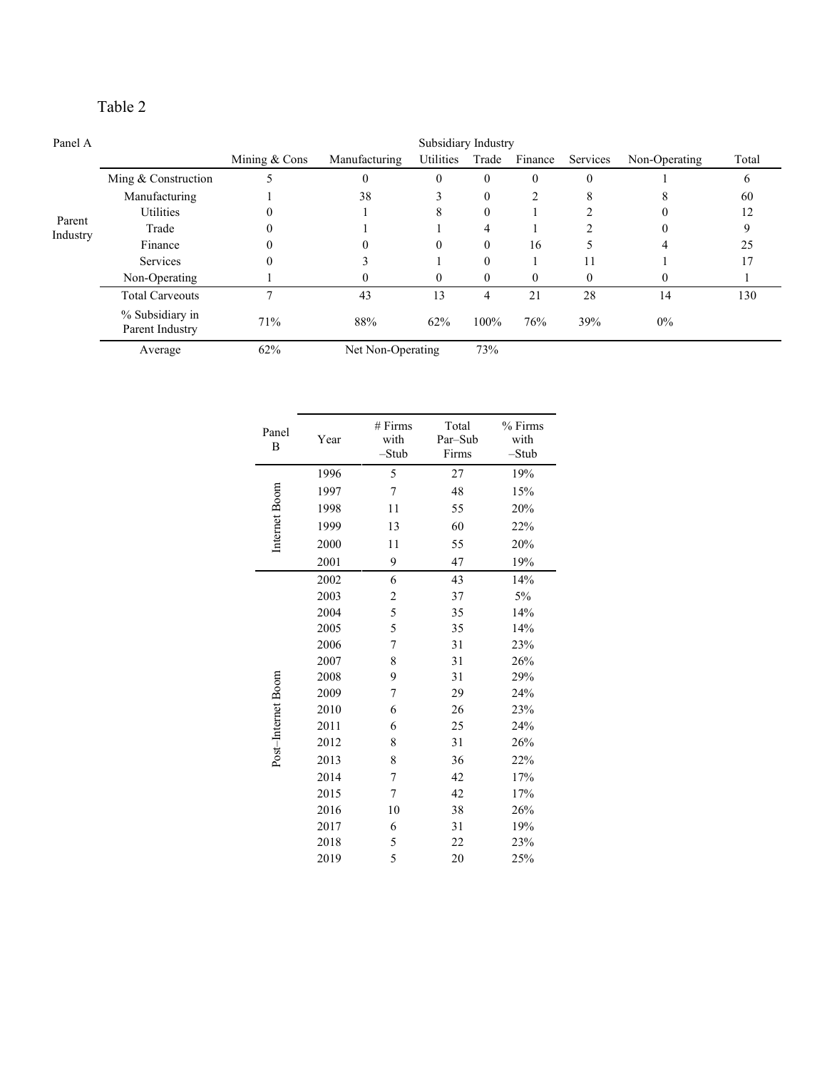# Table 2

Panel A

| | | Subsidiary Industry | | | | | | | |
|---|---|---|---|---|---|---|---|---|---|
| | | Mining & Cons | Manufacturing | Utilities | Trade | Finance | Services | Non-Operating | Total |
| Parent Industry | Ming & Construction | 5 | 0 | 0 | 0 | 0 | 0 | 1 | 6 |
| | Manufacturing | 1 | 38 | 3 | 0 | 2 | 8 | 8 | 60 |
| | Utilities | 0 | 1 | 8 | 0 | 1 | 2 | 0 | 12 |
| | Trade | 0 | 1 | 1 | 4 | 1 | 2 | 0 | 9 |
| | Finance | 0 | 0 | 0 | 0 | 16 | 5 | 4 | 25 |
| | Services | 0 | 3 | 1 | 0 | 1 | 11 | 1 | 17 |
| | Non-Operating | 1 | 0 | 0 | 0 | 0 | 0 | 0 | 1 |
| | Total Carveouts | 7 | 43 | 13 | 4 | 21 | 28 | 14 | 130 |
| | % Subsidiary in Parent Industry | 71% | 88% | 62% | 100% | 76% | 39% | 0% | |
| | Average | 62% | Net Non-Operating | | 73% | | | | |

| Panel B | Year | # Firms with –Stub | Total Par–Sub Firms | % Firms with –Stub |
|---|---|---|---|---|
| Internet Boom | 1996 | 5 | 27 | 19% |
| | 1997 | 7 | 48 | 15% |
| | 1998 | 11 | 55 | 20% |
| | 1999 | 13 | 60 | 22% |
| | 2000 | 11 | 55 | 20% |
| | 2001 | 9 | 47 | 19% |
| Post–Internet Boom | 2002 | 6 | 43 | 14% |
| | 2003 | 2 | 37 | 5% |
| | 2004 | 5 | 35 | 14% |
| | 2005 | 5 | 35 | 14% |
| | 2006 | 7 | 31 | 23% |
| | 2007 | 8 | 31 | 26% |
| | 2008 | 9 | 31 | 29% |
| | 2009 | 7 | 29 | 24% |
| | 2010 | 6 | 26 | 23% |
| | 2011 | 6 | 25 | 24% |
| | 2012 | 8 | 31 | 26% |
| | 2013 | 8 | 36 | 22% |
| | 2014 | 7 | 42 | 17% |
| | 2015 | 7 | 42 | 17% |
| | 2016 | 10 | 38 | 26% |
| | 2017 | 6 | 31 | 19% |
| | 2018 | 5 | 22 | 23% |
| | 2019 | 5 | 20 | 25% |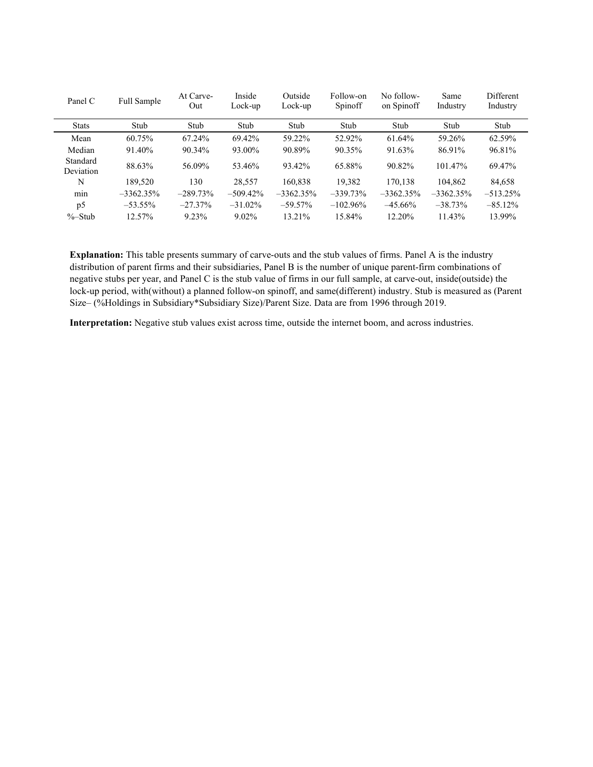| Panel C | Full Sample | At Carve-Out | Inside Lock-up | Outside Lock-up | Follow-on Spinoff | No follow-on Spinoff | Same Industry | Different Industry |
|---|---|---|---|---|---|---|---|---|
| Stats | Stub | Stub | Stub | Stub | Stub | Stub | Stub | Stub |
| Mean | 60.75% | 67.24% | 69.42% | 59.22% | 52.92% | 61.64% | 59.26% | 62.59% |
| Median | 91.40% | 90.34% | 93.00% | 90.89% | 90.35% | 91.63% | 86.91% | 96.81% |
| Standard Deviation | 88.63% | 56.09% | 53.46% | 93.42% | 65.88% | 90.82% | 101.47% | 69.47% |
| N | 189,520 | 130 | 28,557 | 160,838 | 19,382 | 170,138 | 104,862 | 84,658 |
| min | –3362.35% | –289.73% | –509.42% | –3362.35% | –339.73% | –3362.35% | –3362.35% | –513.25% |
| p5 | –53.55% | –27.37% | –31.02% | –59.57% | –102.96% | –45.66% | –38.73% | –85.12% |
| %–Stub | 12.57% | 9.23% | 9.02% | 13.21% | 15.84% | 12.20% | 11.43% | 13.99% |

**Explanation:** This table presents summary of carve-outs and the stub values of firms. Panel A is the industry distribution of parent firms and their subsidiaries, Panel B is the number of unique parent-firm combinations of negative stubs per year, and Panel C is the stub value of firms in our full sample, at carve-out, inside(outside) the lock-up period, with(without) a planned follow-on spinoff, and same(different) industry. Stub is measured as (Parent Size– (%Holdings in Subsidiary*Subsidiary Size)/Parent Size. Data are from 1996 through 2019.

**Interpretation:** Negative stub values exist across time, outside the internet boom, and across industries.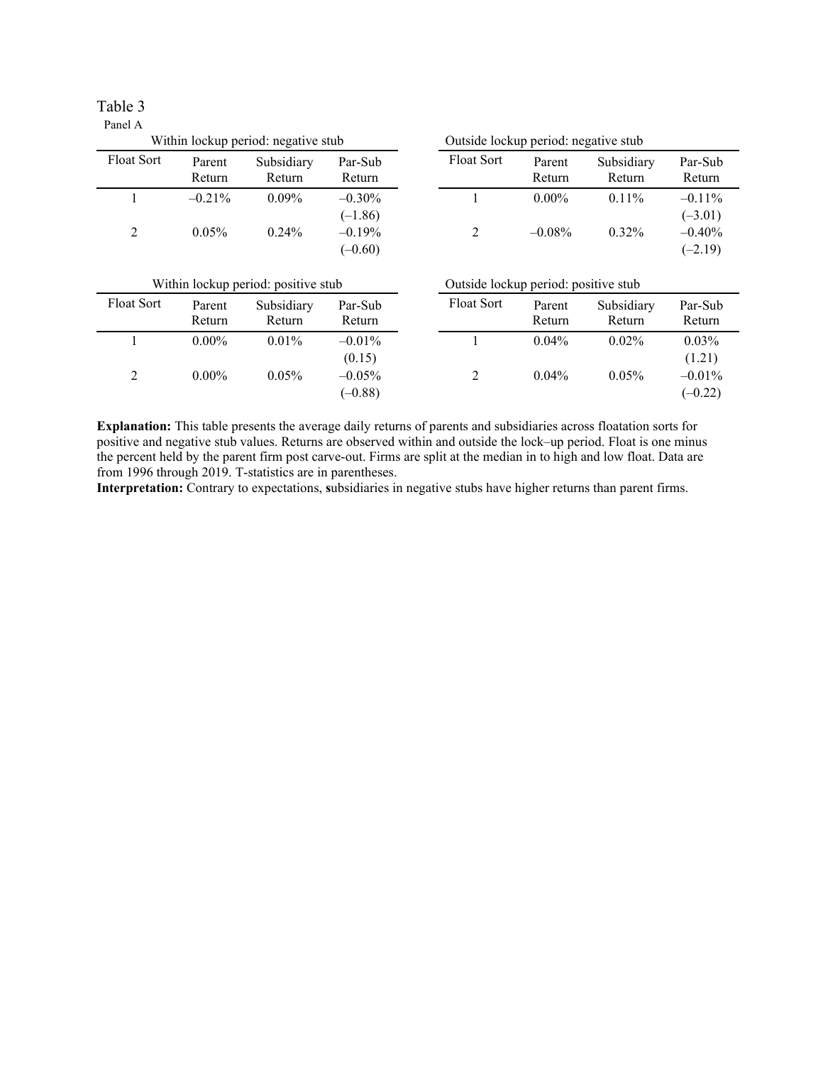Table 3

Panel A

| Within lockup period: negative stub | | | |
|---|---|---|---|
| Float Sort | Parent Return | Subsidiary Return | Par-Sub Return |
| 1 | –0.21% | 0.09% | –0.30% |
| | | | (–1.86) |
| 2 | 0.05% | 0.24% | –0.19% |
| | | | (–0.60) |

| Outside lockup period: negative stub | | | |
|---|---|---|---|
| Float Sort | Parent Return | Subsidiary Return | Par-Sub Return |
| 1 | 0.00% | 0.11% | –0.11% |
| | | | (–3.01) |
| 2 | –0.08% | 0.32% | –0.40% |
| | | | (–2.19) |

| Within lockup period: positive stub | | | |
|---|---|---|---|
| Float Sort | Parent Return | Subsidiary Return | Par-Sub Return |
| 1 | 0.00% | 0.01% | –0.01% |
| | | | (0.15) |
| 2 | 0.00% | 0.05% | –0.05% |
| | | | (–0.88) |

| Outside lockup period: positive stub | | | |
|---|---|---|---|
| Float Sort | Parent Return | Subsidiary Return | Par-Sub Return |
| 1 | 0.04% | 0.02% | 0.03% |
| | | | (1.21) |
| 2 | 0.04% | 0.05% | –0.01% |
| | | | (–0.22) |

**Explanation:** This table presents the average daily returns of parents and subsidiaries across floatation sorts for positive and negative stub values. Returns are observed within and outside the lock–up period. Float is one minus the percent held by the parent firm post carve-out. Firms are split at the median in to high and low float. Data are from 1996 through 2019. T-statistics are in parentheses.

**Interpretation:** Contrary to expectations, **s**ubsidiaries in negative stubs have higher returns than parent firms.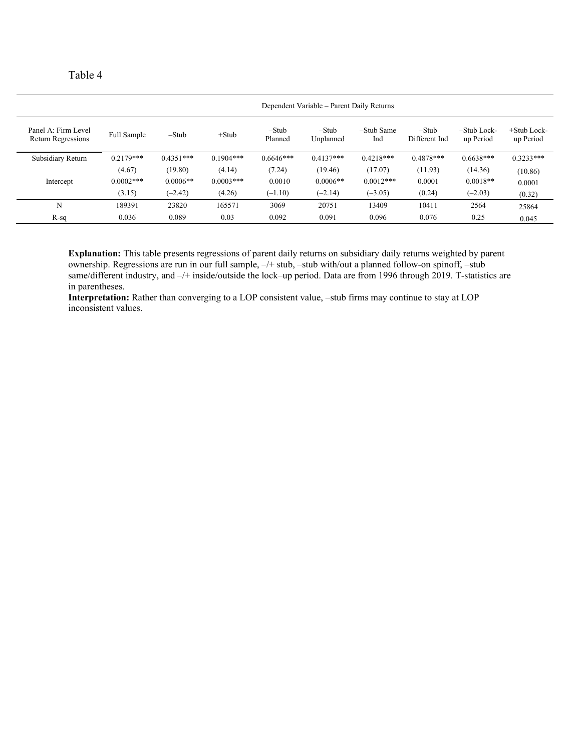Table 4

| Panel A: Firm Level Return Regressions | Dependent Variable – Parent Daily Returns | | | | | | | | |
|---|---|---|---|---|---|---|---|---|---|
| | Full Sample | –Stub | +Stub | –Stub Planned | –Stub Unplanned | –Stub Same Ind | –Stub Different Ind | –Stub Lock-up Period | +Stub Lock-up Period |
| Subsidiary Return | 0.2179*** | 0.4351*** | 0.1904*** | 0.6646*** | 0.4137*** | 0.4218*** | 0.4878*** | 0.6638*** | 0.3233*** |
| | (4.67) | (19.80) | (4.14) | (7.24) | (19.46) | (17.07) | (11.93) | (14.36) | (10.86) |
| Intercept | 0.0002*** | –0.0006** | 0.0003*** | –0.0010 | –0.0006** | –0.0012*** | 0.0001 | –0.0018** | 0.0001 |
| | (3.15) | (–2.42) | (4.26) | (–1.10) | (–2.14) | (–3.05) | (0.24) | (–2.03) | (0.32) |
| N | 189391 | 23820 | 165571 | 3069 | 20751 | 13409 | 10411 | 2564 | 25864 |
| R-sq | 0.036 | 0.089 | 0.03 | 0.092 | 0.091 | 0.096 | 0.076 | 0.25 | 0.045 |

**Explanation:** This table presents regressions of parent daily returns on subsidiary daily returns weighted by parent ownership. Regressions are run in our full sample, –/+ stub, –stub with/out a planned follow-on spinoff, –stub same/different industry, and –/+ inside/outside the lock–up period. Data are from 1996 through 2019. T-statistics are in parentheses.

**Interpretation:** Rather than converging to a LOP consistent value, –stub firms may continue to stay at LOP inconsistent values.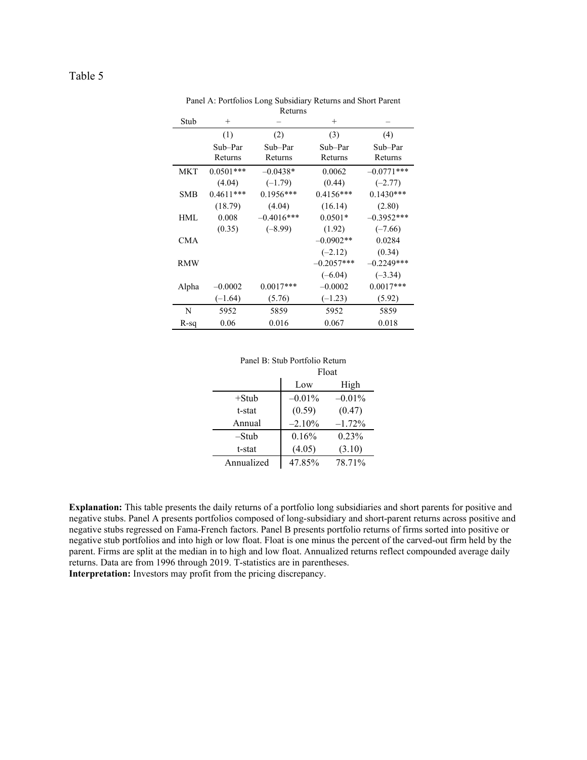Table 5

Panel A: Portfolios Long Subsidiary Returns and Short Parent Returns

| Stub | + | – | + | – |
|---|---|---|---|---|
| | (1) | (2) | (3) | (4) |
| | Sub–Par Returns | Sub–Par Returns | Sub–Par Returns | Sub–Par Returns |
| MKT | 0.0501*** | –0.0438* | 0.0062 | –0.0771*** |
| | (4.04) | (–1.79) | (0.44) | (–2.77) |
| SMB | 0.4611*** | 0.1956*** | 0.4156*** | 0.1430*** |
| | (18.79) | (4.04) | (16.14) | (2.80) |
| HML | 0.008 | –0.4016*** | 0.0501* | –0.3952*** |
| | (0.35) | (–8.99) | (1.92) | (–7.66) |
| CMA | | | –0.0902** | 0.0284 |
| | | | (–2.12) | (0.34) |
| RMW | | | –0.2057*** | –0.2249*** |
| | | | (–6.04) | (–3.34) |
| Alpha | –0.0002 | 0.0017*** | –0.0002 | 0.0017*** |
| | (–1.64) | (5.76) | (–1.23) | (5.92) |
| N | 5952 | 5859 | 5952 | 5859 |
| R-sq | 0.06 | 0.016 | 0.067 | 0.018 |

Panel B: Stub Portfolio Return

| | Float | |
|---|---|---|
| | Low | High |
| +Stub | –0.01% | –0.01% |
| t-stat | (0.59) | (0.47) |
| Annual | –2.10% | –1.72% |
| –Stub | 0.16% | 0.23% |
| t-stat | (4.05) | (3.10) |
| Annualized | 47.85% | 78.71% |

**Explanation:** This table presents the daily returns of a portfolio long subsidiaries and short parents for positive and negative stubs. Panel A presents portfolios composed of long-subsidiary and short-parent returns across positive and negative stubs regressed on Fama-French factors. Panel B presents portfolio returns of firms sorted into positive or negative stub portfolios and into high or low float. Float is one minus the percent of the carved-out firm held by the parent. Firms are split at the median in to high and low float. Annualized returns reflect compounded average daily returns. Data are from 1996 through 2019. T-statistics are in parentheses.

**Interpretation:** Investors may profit from the pricing discrepancy.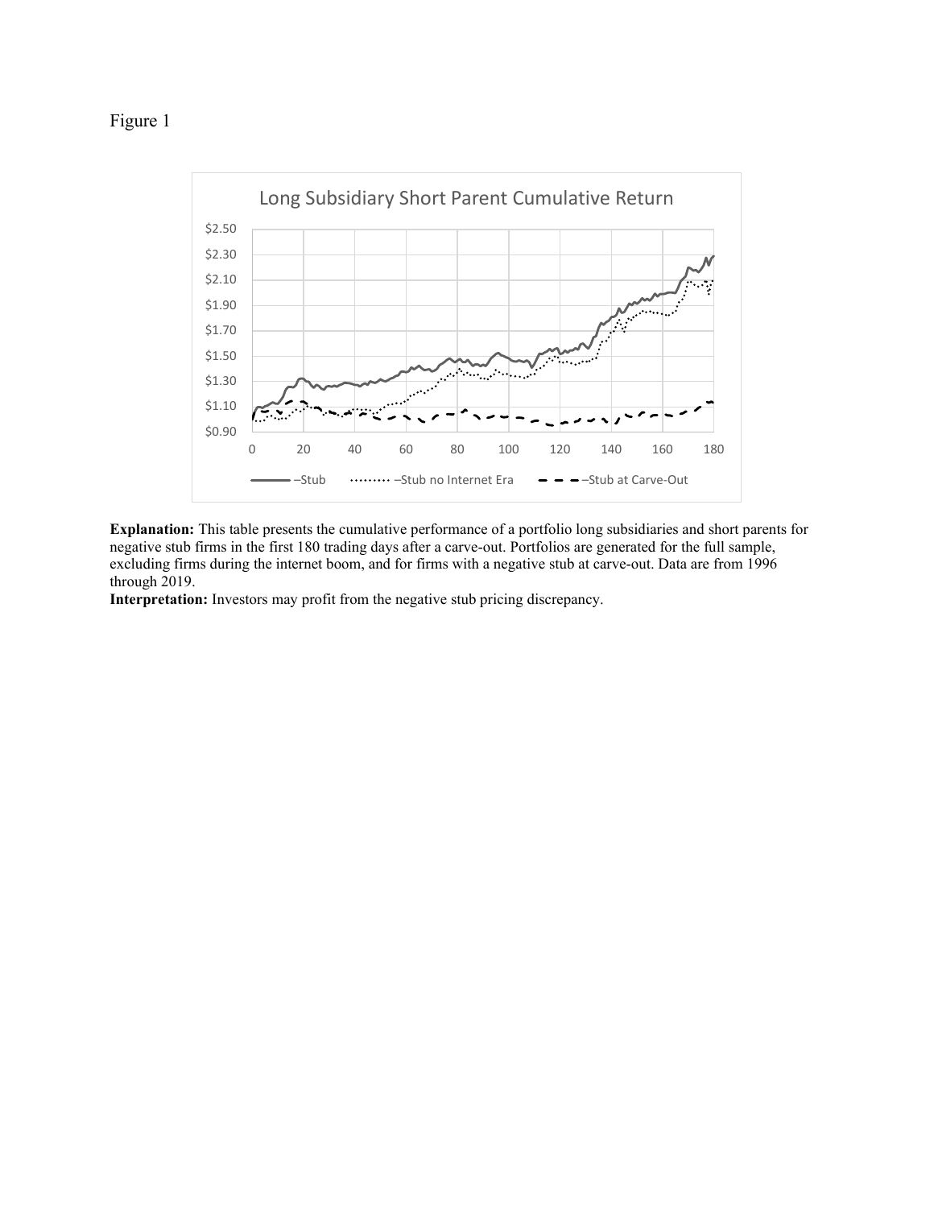Figure 1

**Long Subsidiary Short Parent Cumulative Return**

**Explanation:** This table presents the cumulative performance of a portfolio long subsidiaries and short parents for negative stub firms in the first 180 trading days after a carve-out. Portfolios are generated for the full sample, excluding firms during the internet boom, and for firms with a negative stub at carve-out. Data are from 1996 through 2019.

**Interpretation:** Investors may profit from the negative stub pricing discrepancy.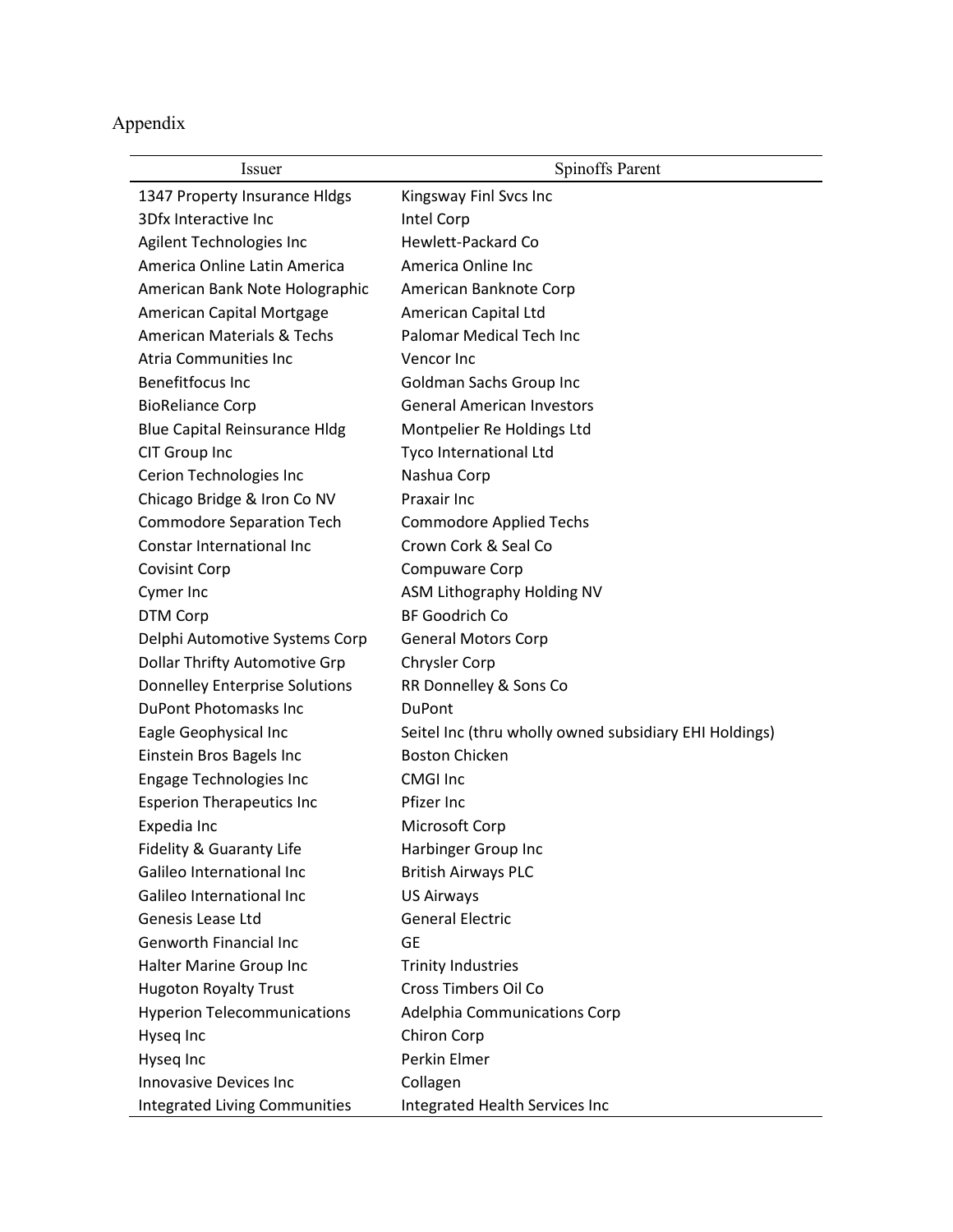Appendix

| Issuer | Spinoffs Parent |
|---|---|
| 1347 Property Insurance Hldgs | Kingsway Finl Svcs Inc |
| 3Dfx Interactive Inc | Intel Corp |
| Agilent Technologies Inc | Hewlett-Packard Co |
| America Online Latin America | America Online Inc |
| American Bank Note Holographic | American Banknote Corp |
| American Capital Mortgage | American Capital Ltd |
| American Materials & Techs | Palomar Medical Tech Inc |
| Atria Communities Inc | Vencor Inc |
| Benefitfocus Inc | Goldman Sachs Group Inc |
| BioReliance Corp | General American Investors |
| Blue Capital Reinsurance Hldg | Montpelier Re Holdings Ltd |
| CIT Group Inc | Tyco International Ltd |
| Cerion Technologies Inc | Nashua Corp |
| Chicago Bridge & Iron Co NV | Praxair Inc |
| Commodore Separation Tech | Commodore Applied Techs |
| Constar International Inc | Crown Cork & Seal Co |
| Covisint Corp | Compuware Corp |
| Cymer Inc | ASM Lithography Holding NV |
| DTM Corp | BF Goodrich Co |
| Delphi Automotive Systems Corp | General Motors Corp |
| Dollar Thrifty Automotive Grp | Chrysler Corp |
| Donnelley Enterprise Solutions | RR Donnelley & Sons Co |
| DuPont Photomasks Inc | DuPont |
| Eagle Geophysical Inc | Seitel Inc (thru wholly owned subsidiary EHI Holdings) |
| Einstein Bros Bagels Inc | Boston Chicken |
| Engage Technologies Inc | CMGI Inc |
| Esperion Therapeutics Inc | Pfizer Inc |
| Expedia Inc | Microsoft Corp |
| Fidelity & Guaranty Life | Harbinger Group Inc |
| Galileo International Inc | British Airways PLC |
| Galileo International Inc | US Airways |
| Genesis Lease Ltd | General Electric |
| Genworth Financial Inc | GE |
| Halter Marine Group Inc | Trinity Industries |
| Hugoton Royalty Trust | Cross Timbers Oil Co |
| Hyperion Telecommunications | Adelphia Communications Corp |
| Hyseq Inc | Chiron Corp |
| Hyseq Inc | Perkin Elmer |
| Innovasive Devices Inc | Collagen |
| Integrated Living Communities | Integrated Health Services Inc |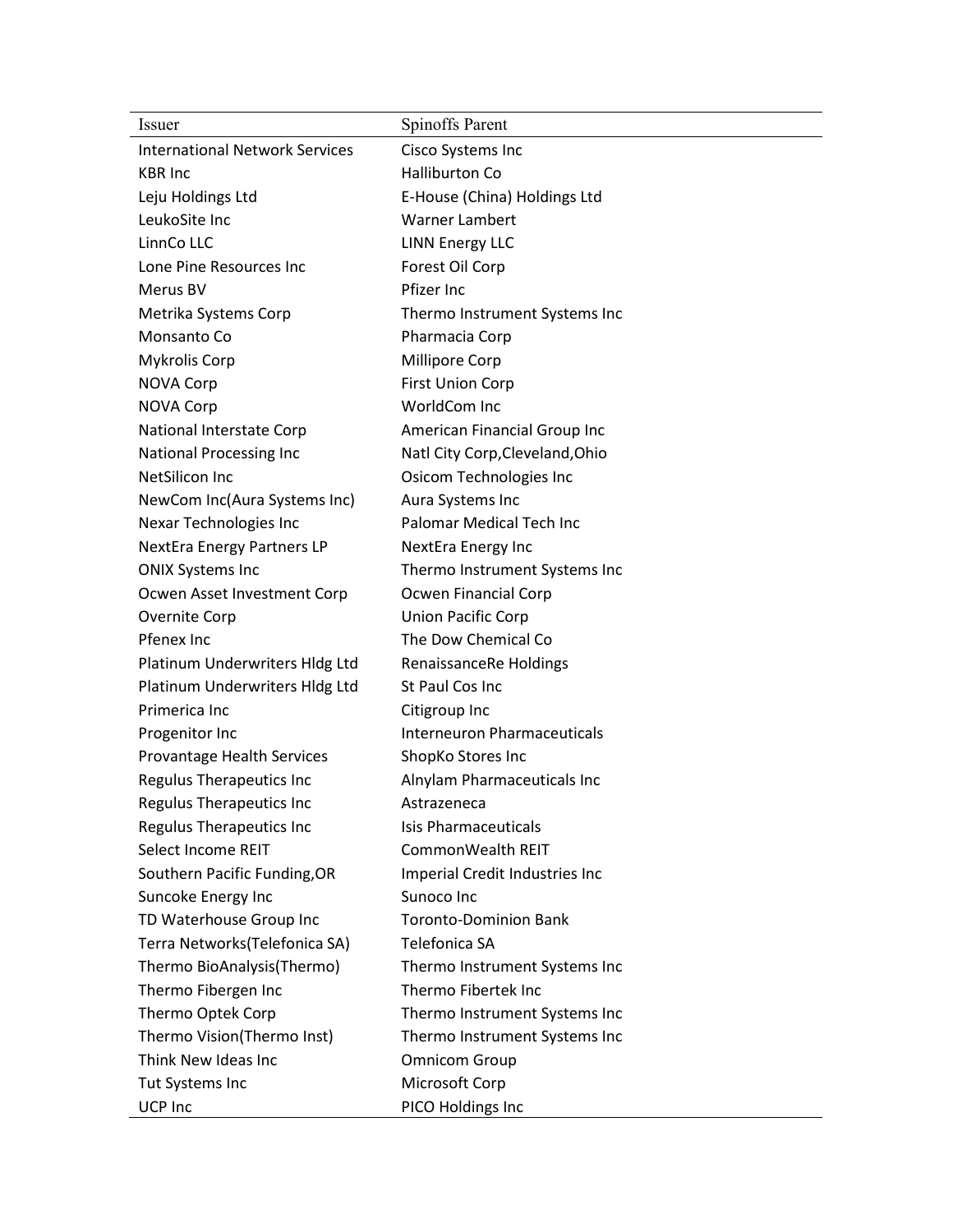| Issuer | Spinoffs Parent |
|---|---|
| International Network Services | Cisco Systems Inc |
| KBR Inc | Halliburton Co |
| Leju Holdings Ltd | E-House (China) Holdings Ltd |
| LeukoSite Inc | Warner Lambert |
| LinnCo LLC | LINN Energy LLC |
| Lone Pine Resources Inc | Forest Oil Corp |
| Merus BV | Pfizer Inc |
| Metrika Systems Corp | Thermo Instrument Systems Inc |
| Monsanto Co | Pharmacia Corp |
| Mykrolis Corp | Millipore Corp |
| NOVA Corp | First Union Corp |
| NOVA Corp | WorldCom Inc |
| National Interstate Corp | American Financial Group Inc |
| National Processing Inc | Natl City Corp,Cleveland,Ohio |
| NetSilicon Inc | Osicom Technologies Inc |
| NewCom Inc(Aura Systems Inc) | Aura Systems Inc |
| Nexar Technologies Inc | Palomar Medical Tech Inc |
| NextEra Energy Partners LP | NextEra Energy Inc |
| ONIX Systems Inc | Thermo Instrument Systems Inc |
| Ocwen Asset Investment Corp | Ocwen Financial Corp |
| Overnite Corp | Union Pacific Corp |
| Pfenex Inc | The Dow Chemical Co |
| Platinum Underwriters Hldg Ltd | RenaissanceRe Holdings |
| Platinum Underwriters Hldg Ltd | St Paul Cos Inc |
| Primerica Inc | Citigroup Inc |
| Progenitor Inc | Interneuron Pharmaceuticals |
| Provantage Health Services | ShopKo Stores Inc |
| Regulus Therapeutics Inc | Alnylam Pharmaceuticals Inc |
| Regulus Therapeutics Inc | Astrazeneca |
| Regulus Therapeutics Inc | Isis Pharmaceuticals |
| Select Income REIT | CommonWealth REIT |
| Southern Pacific Funding,OR | Imperial Credit Industries Inc |
| Suncoke Energy Inc | Sunoco Inc |
| TD Waterhouse Group Inc | Toronto-Dominion Bank |
| Terra Networks(Telefonica SA) | Telefonica SA |
| Thermo BioAnalysis(Thermo) | Thermo Instrument Systems Inc |
| Thermo Fibergen Inc | Thermo Fibertek Inc |
| Thermo Optek Corp | Thermo Instrument Systems Inc |
| Thermo Vision(Thermo Inst) | Thermo Instrument Systems Inc |
| Think New Ideas Inc | Omnicom Group |
| Tut Systems Inc | Microsoft Corp |
| UCP Inc | PICO Holdings Inc |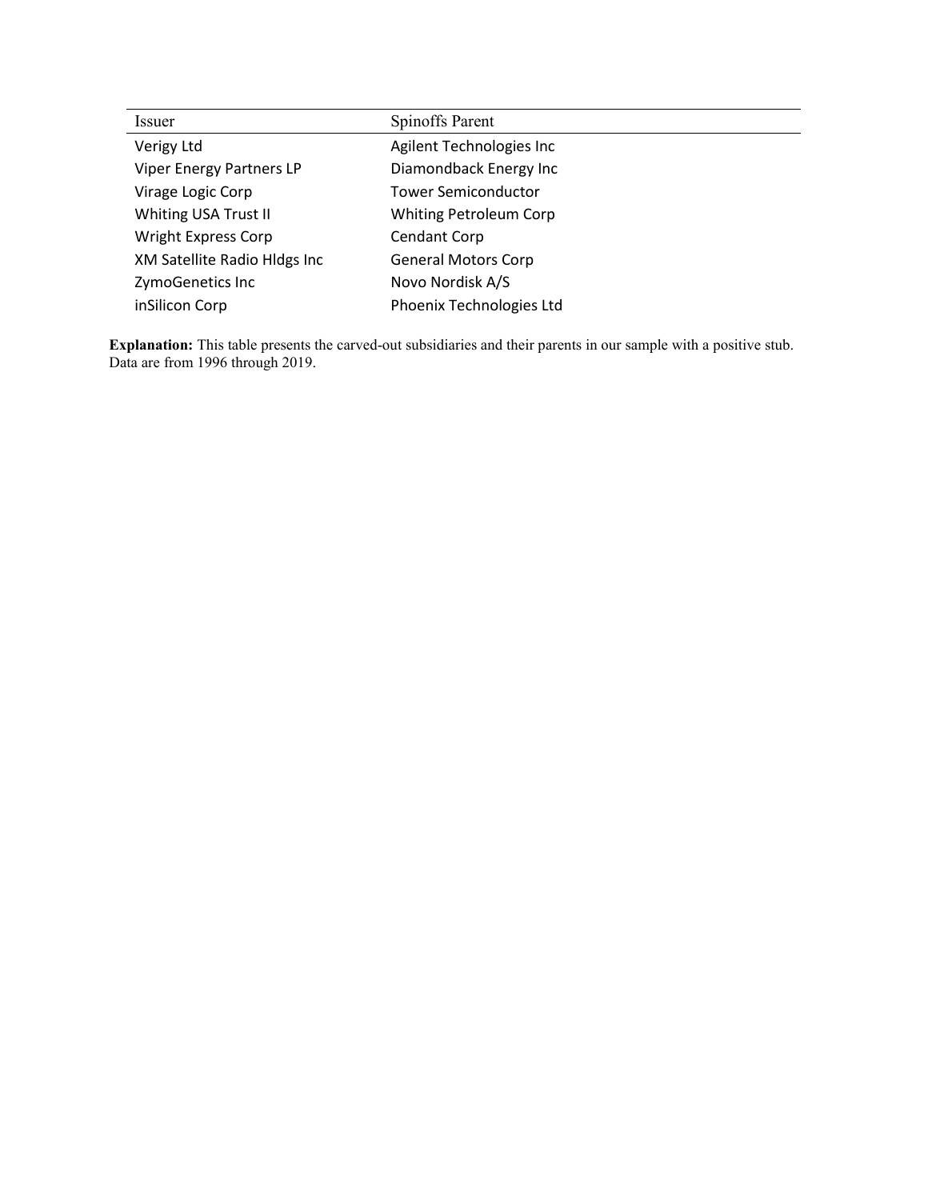| Issuer | Spinoffs Parent |
| --- | --- |
| Verigy Ltd | Agilent Technologies Inc |
| Viper Energy Partners LP | Diamondback Energy Inc |
| Virage Logic Corp | Tower Semiconductor |
| Whiting USA Trust II | Whiting Petroleum Corp |
| Wright Express Corp | Cendant Corp |
| XM Satellite Radio Hldgs Inc | General Motors Corp |
| ZymoGenetics Inc | Novo Nordisk A/S |
| inSilicon Corp | Phoenix Technologies Ltd |

**Explanation:** This table presents the carved-out subsidiaries and their parents in our sample with a positive stub. Data are from 1996 through 2019.